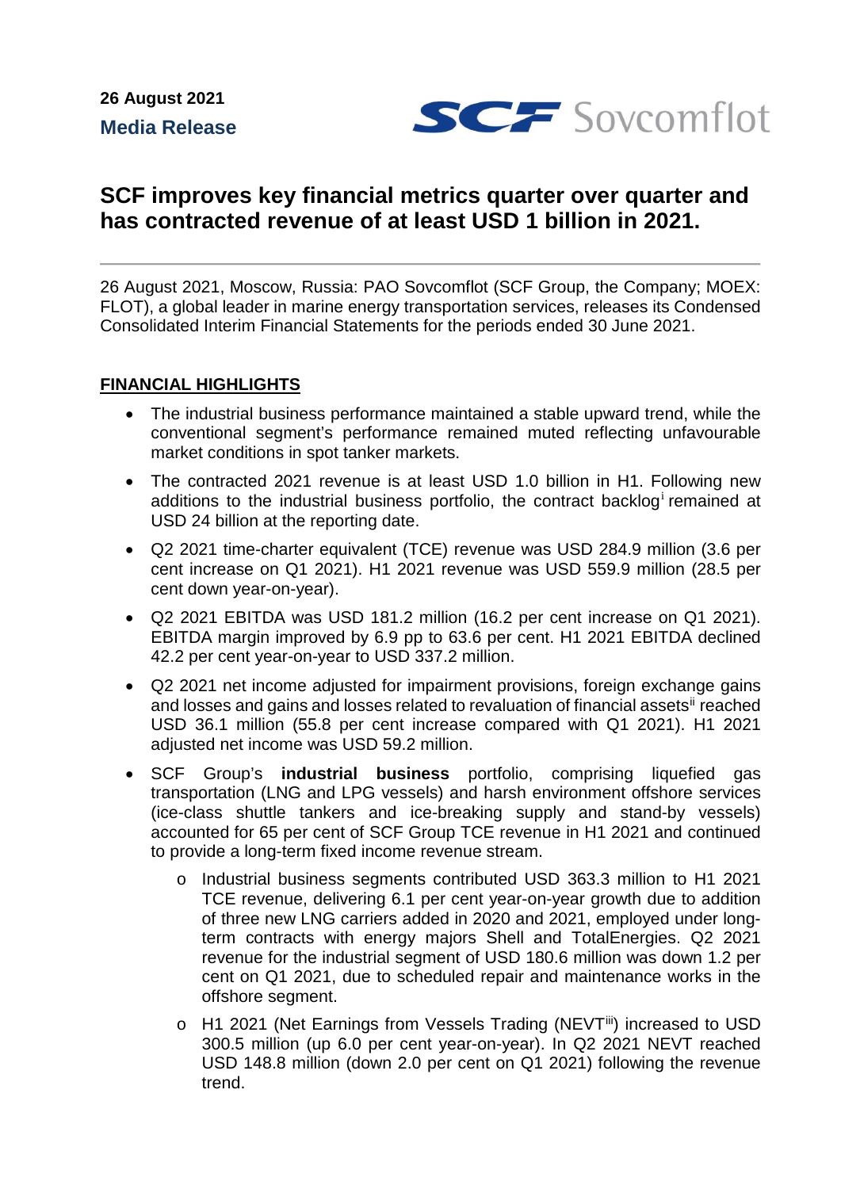**26 August 2021**

**Media Release**

SCF Sovcomflot

# SCF improves key financial metrics quarter over quarter and has contracted revenue of at least USD 1 billion in 2021.

---

26 August 2021, Moscow, Russia: PAO Sovcomflot (SCF Group, the Company; MOEX: FLOT), a global leader in marine energy transportation services, releases its Condensed Consolidated Interim Financial Statements for the periods ended 30 June 2021.

## FINANCIAL HIGHLIGHTS

- The industrial business performance maintained a stable upward trend, while the conventional segment's performance remained muted reflecting unfavourable market conditions in spot tanker markets.
- The contracted 2021 revenue is at least USD 1.0 billion in H1. Following new additions to the industrial business portfolio, the contract backlog[i] remained at USD 24 billion at the reporting date.
- Q2 2021 time-charter equivalent (TCE) revenue was USD 284.9 million (3.6 per cent increase on Q1 2021). H1 2021 revenue was USD 559.9 million (28.5 per cent down year-on-year).
- Q2 2021 EBITDA was USD 181.2 million (16.2 per cent increase on Q1 2021). EBITDA margin improved by 6.9 pp to 63.6 per cent. H1 2021 EBITDA declined 42.2 per cent year-on-year to USD 337.2 million.
- Q2 2021 net income adjusted for impairment provisions, foreign exchange gains and losses and gains and losses related to revaluation of financial assets[ii] reached USD 36.1 million (55.8 per cent increase compared with Q1 2021). H1 2021 adjusted net income was USD 59.2 million.
- SCF Group's **industrial business** portfolio, comprising liquefied gas transportation (LNG and LPG vessels) and harsh environment offshore services (ice-class shuttle tankers and ice-breaking supply and stand-by vessels) accounted for 65 per cent of SCF Group TCE revenue in H1 2021 and continued to provide a long-term fixed income revenue stream.
  - Industrial business segments contributed USD 363.3 million to H1 2021 TCE revenue, delivering 6.1 per cent year-on-year growth due to addition of three new LNG carriers added in 2020 and 2021, employed under long-term contracts with energy majors Shell and TotalEnergies. Q2 2021 revenue for the industrial segment of USD 180.6 million was down 1.2 per cent on Q1 2021, due to scheduled repair and maintenance works in the offshore segment.
  - H1 2021 (Net Earnings from Vessels Trading (NEVT[iii]) increased to USD 300.5 million (up 6.0 per cent year-on-year). In Q2 2021 NEVT reached USD 148.8 million (down 2.0 per cent on Q1 2021) following the revenue trend.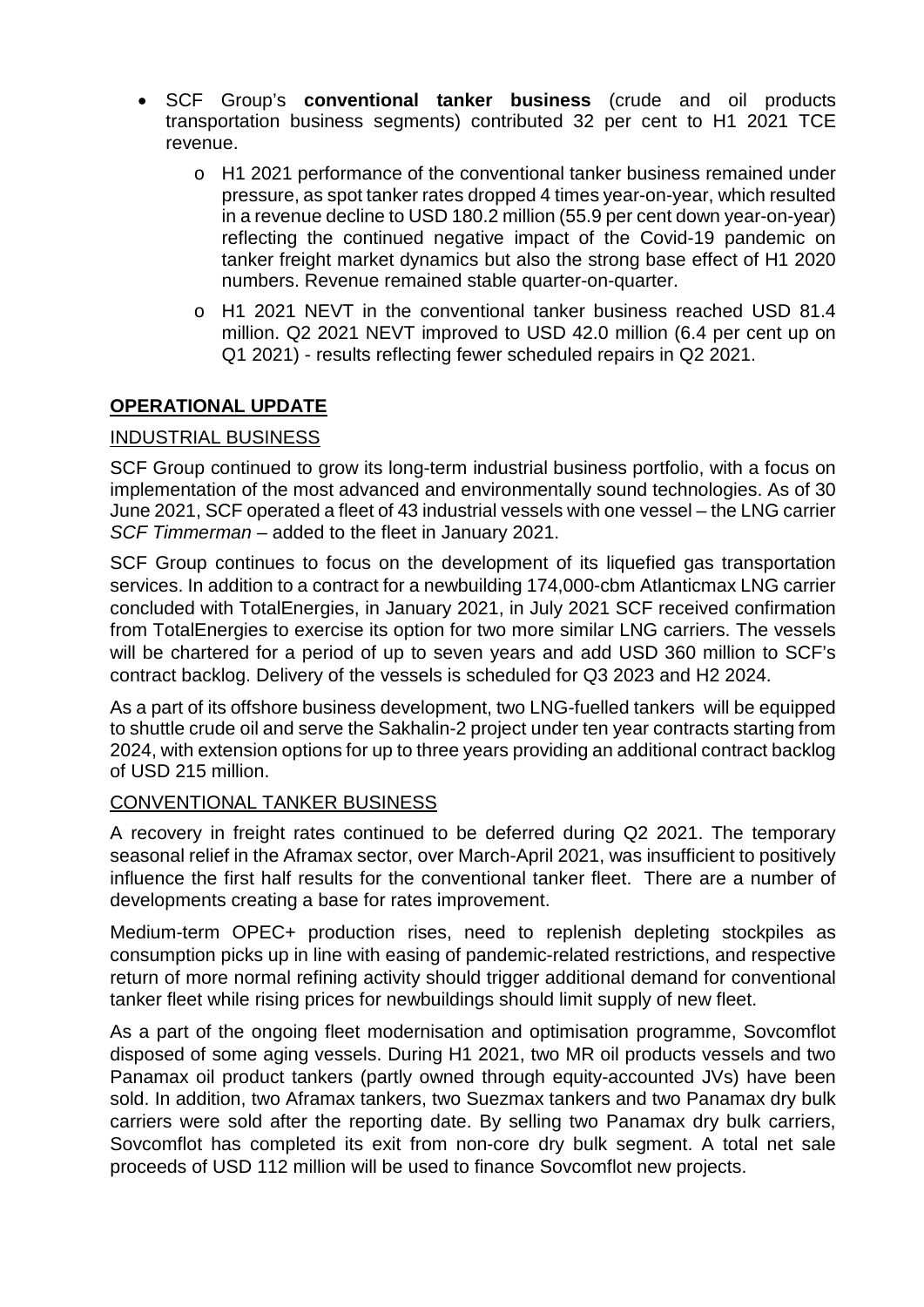- SCF Group's **conventional tanker business** (crude and oil products transportation business segments) contributed 32 per cent to H1 2021 TCE revenue.
    - H1 2021 performance of the conventional tanker business remained under pressure, as spot tanker rates dropped 4 times year-on-year, which resulted in a revenue decline to USD 180.2 million (55.9 per cent down year-on-year) reflecting the continued negative impact of the Covid-19 pandemic on tanker freight market dynamics but also the strong base effect of H1 2020 numbers. Revenue remained stable quarter-on-quarter.
    - H1 2021 NEVT in the conventional tanker business reached USD 81.4 million. Q2 2021 NEVT improved to USD 42.0 million (6.4 per cent up on Q1 2021) - results reflecting fewer scheduled repairs in Q2 2021.

## OPERATIONAL UPDATE

### INDUSTRIAL BUSINESS

SCF Group continued to grow its long-term industrial business portfolio, with a focus on implementation of the most advanced and environmentally sound technologies. As of 30 June 2021, SCF operated a fleet of 43 industrial vessels with one vessel – the LNG carrier *SCF Timmerman* – added to the fleet in January 2021.

SCF Group continues to focus on the development of its liquefied gas transportation services. In addition to a contract for a newbuilding 174,000-cbm Atlanticmax LNG carrier concluded with TotalEnergies, in January 2021, in July 2021 SCF received confirmation from TotalEnergies to exercise its option for two more similar LNG carriers. The vessels will be chartered for a period of up to seven years and add USD 360 million to SCF's contract backlog. Delivery of the vessels is scheduled for Q3 2023 and H2 2024.

As a part of its offshore business development, two LNG-fuelled tankers will be equipped to shuttle crude oil and serve the Sakhalin-2 project under ten year contracts starting from 2024, with extension options for up to three years providing an additional contract backlog of USD 215 million.

### CONVENTIONAL TANKER BUSINESS

A recovery in freight rates continued to be deferred during Q2 2021. The temporary seasonal relief in the Aframax sector, over March-April 2021, was insufficient to positively influence the first half results for the conventional tanker fleet. There are a number of developments creating a base for rates improvement.

Medium-term OPEC+ production rises, need to replenish depleting stockpiles as consumption picks up in line with easing of pandemic-related restrictions, and respective return of more normal refining activity should trigger additional demand for conventional tanker fleet while rising prices for newbuildings should limit supply of new fleet.

As a part of the ongoing fleet modernisation and optimisation programme, Sovcomflot disposed of some aging vessels. During H1 2021, two MR oil products vessels and two Panamax oil product tankers (partly owned through equity-accounted JVs) have been sold. In addition, two Aframax tankers, two Suezmax tankers and two Panamax dry bulk carriers were sold after the reporting date. By selling two Panamax dry bulk carriers, Sovcomflot has completed its exit from non-core dry bulk segment. A total net sale proceeds of USD 112 million will be used to finance Sovcomflot new projects.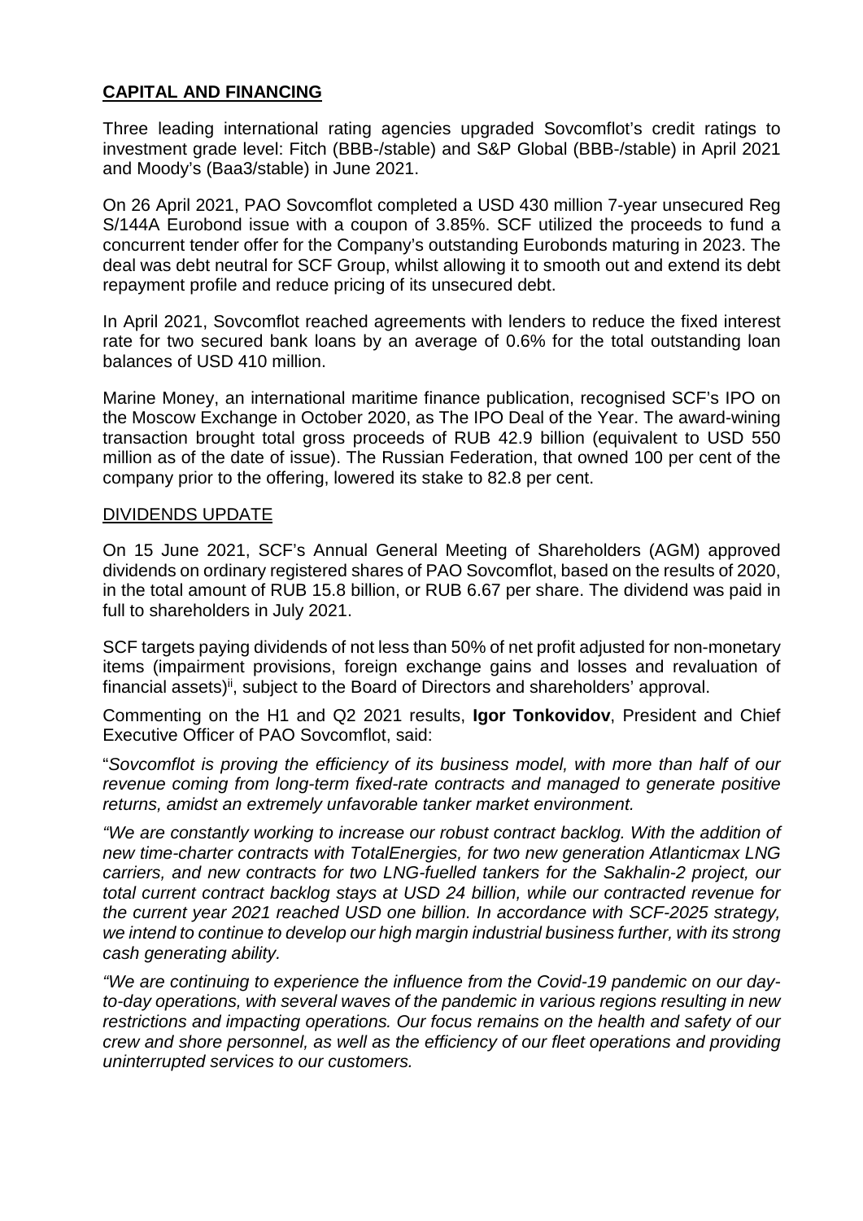## **CAPITAL AND FINANCING**

Three leading international rating agencies upgraded Sovcomflot's credit ratings to investment grade level: Fitch (BBB-/stable) and S&P Global (BBB-/stable) in April 2021 and Moody's (Baa3/stable) in June 2021.

On 26 April 2021, PAO Sovcomflot completed a USD 430 million 7-year unsecured Reg S/144A Eurobond issue with a coupon of 3.85%. SCF utilized the proceeds to fund a concurrent tender offer for the Company's outstanding Eurobonds maturing in 2023. The deal was debt neutral for SCF Group, whilst allowing it to smooth out and extend its debt repayment profile and reduce pricing of its unsecured debt.

In April 2021, Sovcomflot reached agreements with lenders to reduce the fixed interest rate for two secured bank loans by an average of 0.6% for the total outstanding loan balances of USD 410 million.

Marine Money, an international maritime finance publication, recognised SCF's IPO on the Moscow Exchange in October 2020, as The IPO Deal of the Year. The award-wining transaction brought total gross proceeds of RUB 42.9 billion (equivalent to USD 550 million as of the date of issue). The Russian Federation, that owned 100 per cent of the company prior to the offering, lowered its stake to 82.8 per cent.

### DIVIDENDS UPDATE

On 15 June 2021, SCF's Annual General Meeting of Shareholders (AGM) approved dividends on ordinary registered shares of PAO Sovcomflot, based on the results of 2020, in the total amount of RUB 15.8 billion, or RUB 6.67 per share. The dividend was paid in full to shareholders in July 2021.

SCF targets paying dividends of not less than 50% of net profit adjusted for non-monetary items (impairment provisions, foreign exchange gains and losses and revaluation of financial assets)[ii], subject to the Board of Directors and shareholders' approval.

Commenting on the H1 and Q2 2021 results, **Igor Tonkovidov**, President and Chief Executive Officer of PAO Sovcomflot, said:

"*Sovcomflot is proving the efficiency of its business model, with more than half of our revenue coming from long-term fixed-rate contracts and managed to generate positive returns, amidst an extremely unfavorable tanker market environment.*

*"We are constantly working to increase our robust contract backlog. With the addition of new time-charter contracts with TotalEnergies, for two new generation Atlanticmax LNG carriers, and new contracts for two LNG-fuelled tankers for the Sakhalin-2 project, our total current contract backlog stays at USD 24 billion, while our contracted revenue for the current year 2021 reached USD one billion. In accordance with SCF-2025 strategy, we intend to continue to develop our high margin industrial business further, with its strong cash generating ability.*

*"We are continuing to experience the influence from the Covid-19 pandemic on our day-to-day operations, with several waves of the pandemic in various regions resulting in new restrictions and impacting operations. Our focus remains on the health and safety of our crew and shore personnel, as well as the efficiency of our fleet operations and providing uninterrupted services to our customers.*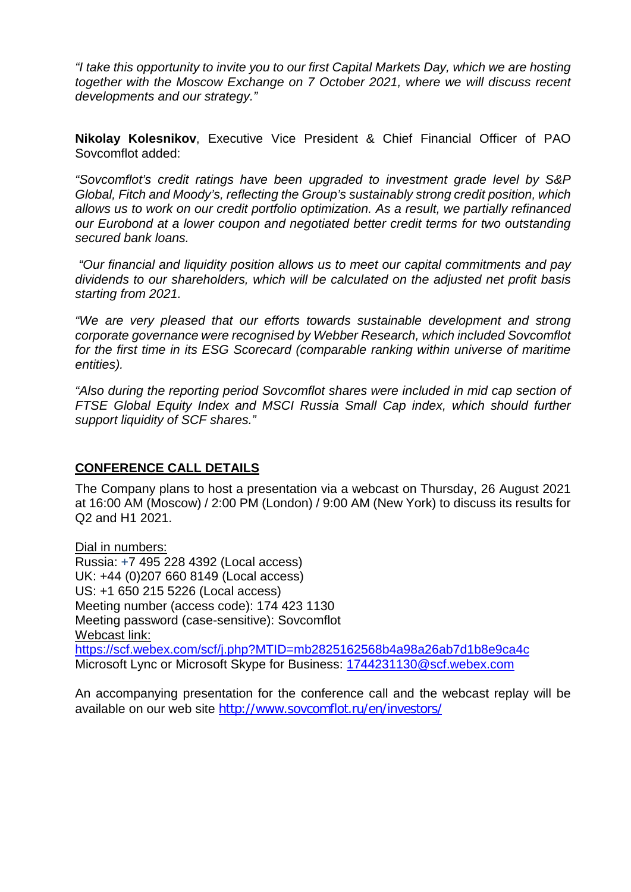*"I take this opportunity to invite you to our first Capital Markets Day, which we are hosting together with the Moscow Exchange on 7 October 2021, where we will discuss recent developments and our strategy."*

**Nikolay Kolesnikov**, Executive Vice President & Chief Financial Officer of PAO Sovcomflot added:

*"Sovcomflot's credit ratings have been upgraded to investment grade level by S&P Global, Fitch and Moody's, reflecting the Group's sustainably strong credit position, which allows us to work on our credit portfolio optimization. As a result, we partially refinanced our Eurobond at a lower coupon and negotiated better credit terms for two outstanding secured bank loans.*

*"Our financial and liquidity position allows us to meet our capital commitments and pay dividends to our shareholders, which will be calculated on the adjusted net profit basis starting from 2021.*

*"We are very pleased that our efforts towards sustainable development and strong corporate governance were recognised by Webber Research, which included Sovcomflot for the first time in its ESG Scorecard (comparable ranking within universe of maritime entities).*

*"Also during the reporting period Sovcomflot shares were included in mid cap section of FTSE Global Equity Index and MSCI Russia Small Cap index, which should further support liquidity of SCF shares."*

## CONFERENCE CALL DETAILS

The Company plans to host a presentation via a webcast on Thursday, 26 August 2021 at 16:00 AM (Moscow) / 2:00 PM (London) / 9:00 AM (New York) to discuss its results for Q2 and H1 2021.

Dial in numbers:
Russia: +7 495 228 4392 (Local access)
UK: +44 (0)207 660 8149 (Local access)
US: +1 650 215 5226 (Local access)
Meeting number (access code): 174 423 1130
Meeting password (case-sensitive): Sovcomflot
Webcast link:
https://scf.webex.com/scf/j.php?MTID=mb2825162568b4a98a26ab7d1b8e9ca4c
Microsoft Lync or Microsoft Skype for Business: 1744231130@scf.webex.com

An accompanying presentation for the conference call and the webcast replay will be available on our web site http://www.sovcomflot.ru/en/investors/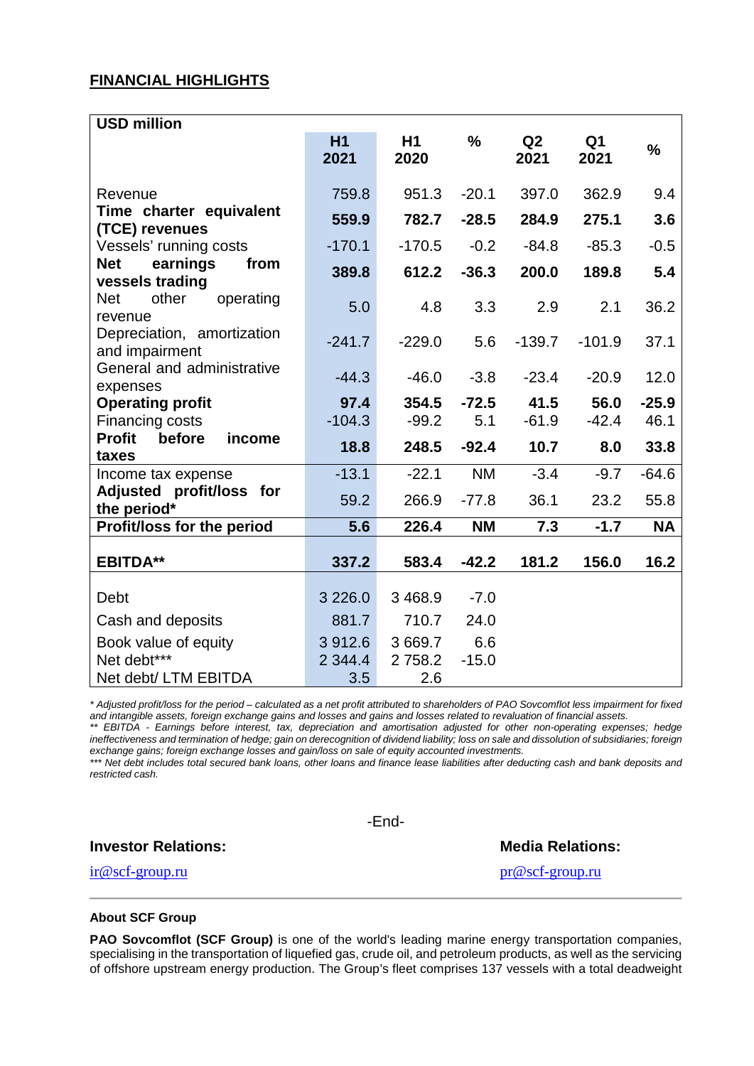## FINANCIAL HIGHLIGHTS

| USD million | H1 2021 | H1 2020 | % | Q2 2021 | Q1 2021 | % |
|---|---|---|---|---|---|---|
| Revenue | 759.8 | 951.3 | -20.1 | 397.0 | 362.9 | 9.4 |
| **Time charter equivalent (TCE) revenues** | **559.9** | **782.7** | **-28.5** | **284.9** | **275.1** | **3.6** |
| Vessels' running costs | -170.1 | -170.5 | -0.2 | -84.8 | -85.3 | -0.5 |
| **Net earnings from vessels trading** | **389.8** | **612.2** | **-36.3** | **200.0** | **189.8** | **5.4** |
| Net other operating revenue | 5.0 | 4.8 | 3.3 | 2.9 | 2.1 | 36.2 |
| Depreciation, amortization and impairment | -241.7 | -229.0 | 5.6 | -139.7 | -101.9 | 37.1 |
| General and administrative expenses | -44.3 | -46.0 | -3.8 | -23.4 | -20.9 | 12.0 |
| **Operating profit** | **97.4** | **354.5** | **-72.5** | **41.5** | **56.0** | **-25.9** |
| Financing costs | -104.3 | -99.2 | 5.1 | -61.9 | -42.4 | 46.1 |
| **Profit before income taxes** | **18.8** | **248.5** | **-92.4** | **10.7** | **8.0** | **33.8** |
| Income tax expense | -13.1 | -22.1 | NM | -3.4 | -9.7 | -64.6 |
| **Adjusted profit/loss for the period*** | 59.2 | 266.9 | -77.8 | 36.1 | 23.2 | 55.8 |
| **Profit/loss for the period** | **5.6** | **226.4** | **NM** | **7.3** | **-1.7** | **NA** |
| **EBITDA**** | **337.2** | **583.4** | **-42.2** | **181.2** | **156.0** | **16.2** |
| Debt | 3 226.0 | 3 468.9 | -7.0 | | | |
| Cash and deposits | 881.7 | 710.7 | 24.0 | | | |
| Book value of equity | 3 912.6 | 3 669.7 | 6.6 | | | |
| Net debt*** | 2 344.4 | 2 758.2 | -15.0 | | | |
| Net debt/ LTM EBITDA | 3.5 | 2.6 | | | | |

*\* Adjusted profit/loss for the period – calculated as a net profit attributed to shareholders of PAO Sovcomflot less impairment for fixed and intangible assets, foreign exchange gains and losses and gains and losses related to revaluation of financial assets.*
*\*\* EBITDA - Earnings before interest, tax, depreciation and amortisation adjusted for other non-operating expenses; hedge ineffectiveness and termination of hedge; gain on derecognition of dividend liability; loss on sale and dissolution of subsidiaries; foreign exchange gains; foreign exchange losses and gain/loss on sale of equity accounted investments.*
*\*\*\* Net debt includes total secured bank loans, other loans and finance lease liabilities after deducting cash and bank deposits and restricted cash.*

-End-

**Investor Relations:**

ir@scf-group.ru

**Media Relations:**

pr@scf-group.ru

**About SCF Group**

**PAO Sovcomflot (SCF Group)** is one of the world's leading marine energy transportation companies, specialising in the transportation of liquefied gas, crude oil, and petroleum products, as well as the servicing of offshore upstream energy production. The Group's fleet comprises 137 vessels with a total deadweight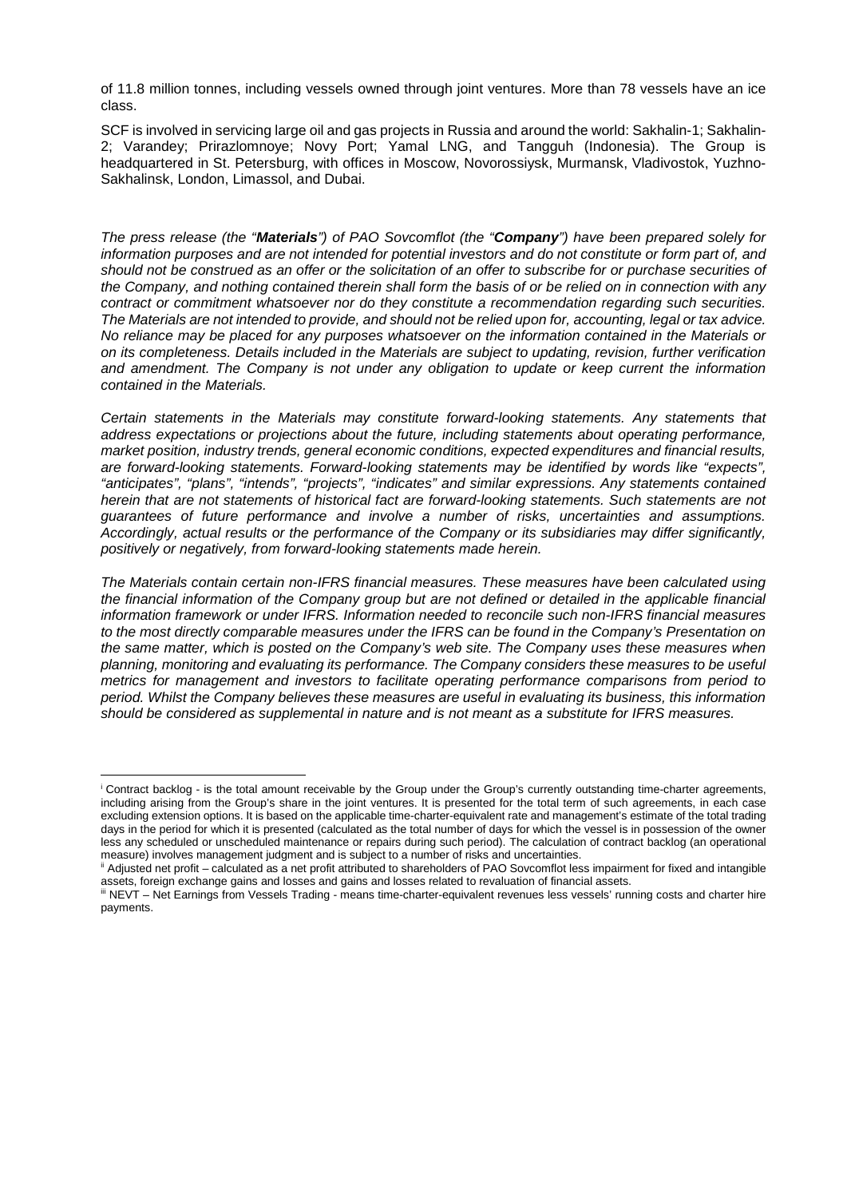of 11.8 million tonnes, including vessels owned through joint ventures. More than 78 vessels have an ice class.

SCF is involved in servicing large oil and gas projects in Russia and around the world: Sakhalin-1; Sakhalin-2; Varandey; Prirazlomnoye; Novy Port; Yamal LNG, and Tangguh (Indonesia). The Group is headquartered in St. Petersburg, with offices in Moscow, Novorossiysk, Murmansk, Vladivostok, Yuzhno-Sakhalinsk, London, Limassol, and Dubai.

*The press release (the "**Materials**") of PAO Sovcomflot (the "**Company**") have been prepared solely for information purposes and are not intended for potential investors and do not constitute or form part of, and should not be construed as an offer or the solicitation of an offer to subscribe for or purchase securities of the Company, and nothing contained therein shall form the basis of or be relied on in connection with any contract or commitment whatsoever nor do they constitute a recommendation regarding such securities. The Materials are not intended to provide, and should not be relied upon for, accounting, legal or tax advice. No reliance may be placed for any purposes whatsoever on the information contained in the Materials or on its completeness. Details included in the Materials are subject to updating, revision, further verification and amendment. The Company is not under any obligation to update or keep current the information contained in the Materials.*

*Certain statements in the Materials may constitute forward-looking statements. Any statements that address expectations or projections about the future, including statements about operating performance, market position, industry trends, general economic conditions, expected expenditures and financial results, are forward-looking statements. Forward-looking statements may be identified by words like "expects", "anticipates", "plans", "intends", "projects", "indicates" and similar expressions. Any statements contained herein that are not statements of historical fact are forward-looking statements. Such statements are not guarantees of future performance and involve a number of risks, uncertainties and assumptions. Accordingly, actual results or the performance of the Company or its subsidiaries may differ significantly, positively or negatively, from forward-looking statements made herein.*

*The Materials contain certain non-IFRS financial measures. These measures have been calculated using the financial information of the Company group but are not defined or detailed in the applicable financial information framework or under IFRS. Information needed to reconcile such non-IFRS financial measures to the most directly comparable measures under the IFRS can be found in the Company's Presentation on the same matter, which is posted on the Company's web site. The Company uses these measures when planning, monitoring and evaluating its performance. The Company considers these measures to be useful metrics for management and investors to facilitate operating performance comparisons from period to period. Whilst the Company believes these measures are useful in evaluating its business, this information should be considered as supplemental in nature and is not meant as a substitute for IFRS measures.*

---

[i] Contract backlog - is the total amount receivable by the Group under the Group's currently outstanding time-charter agreements, including arising from the Group's share in the joint ventures. It is presented for the total term of such agreements, in each case excluding extension options. It is based on the applicable time-charter-equivalent rate and management's estimate of the total trading days in the period for which it is presented (calculated as the total number of days for which the vessel is in possession of the owner less any scheduled or unscheduled maintenance or repairs during such period). The calculation of contract backlog (an operational measure) involves management judgment and is subject to a number of risks and uncertainties.

[ii] Adjusted net profit – calculated as a net profit attributed to shareholders of PAO Sovcomflot less impairment for fixed and intangible assets, foreign exchange gains and losses and gains and losses related to revaluation of financial assets.

[iii] NEVT – Net Earnings from Vessels Trading - means time-charter-equivalent revenues less vessels' running costs and charter hire payments.